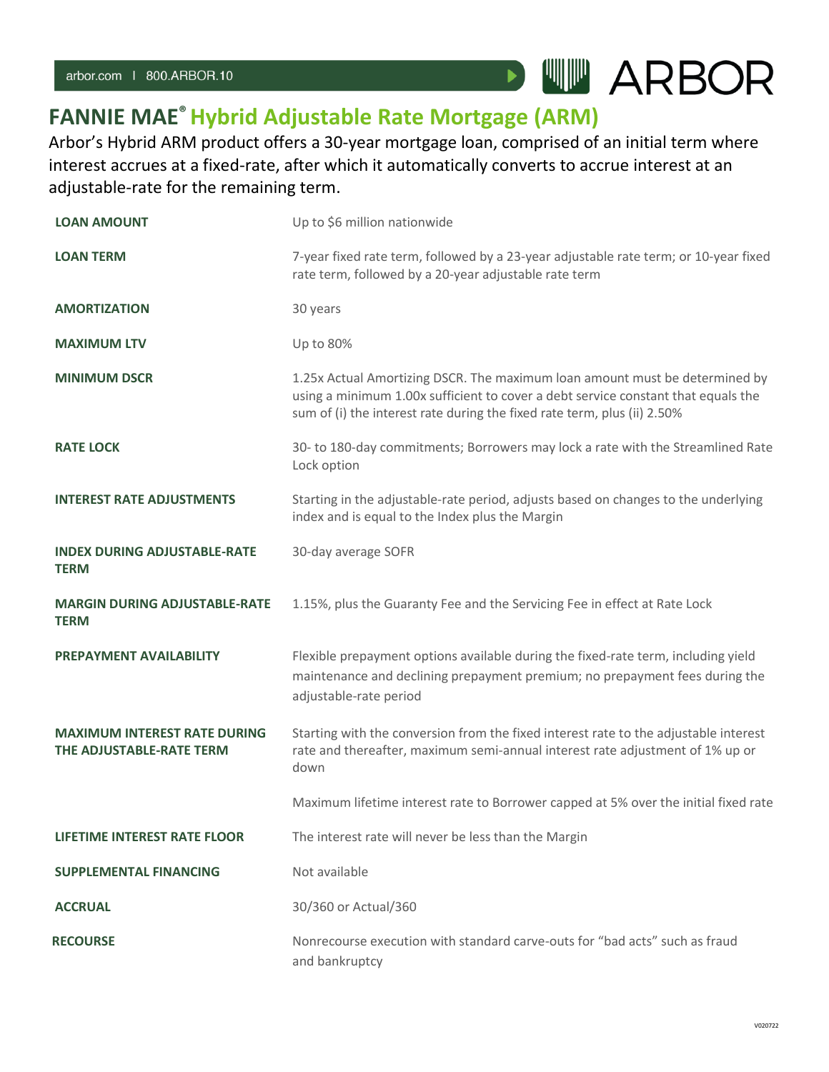# FANNIE MAE® Hybrid Adjustable Rate Mortgage (ARM)

Arbor's Hybrid ARM product offers a 30-year mortgage loan, comprised of an initial term where interest accrues at a fixed-rate, after which it automatically converts to accrue interest at an adjustable-rate for the remaining term.

| | |
|---|---|
| **LOAN AMOUNT** | Up to $6 million nationwide |
| **LOAN TERM** | 7-year fixed rate term, followed by a 23-year adjustable rate term; or 10-year fixed rate term, followed by a 20-year adjustable rate term |
| **AMORTIZATION** | 30 years |
| **MAXIMUM LTV** | Up to 80% |
| **MINIMUM DSCR** | 1.25x Actual Amortizing DSCR. The maximum loan amount must be determined by using a minimum 1.00x sufficient to cover a debt service constant that equals the sum of (i) the interest rate during the fixed rate term, plus (ii) 2.50% |
| **RATE LOCK** | 30- to 180-day commitments; Borrowers may lock a rate with the Streamlined Rate Lock option |
| **INTEREST RATE ADJUSTMENTS** | Starting in the adjustable-rate period, adjusts based on changes to the underlying index and is equal to the Index plus the Margin |
| **INDEX DURING ADJUSTABLE-RATE TERM** | 30-day average SOFR |
| **MARGIN DURING ADJUSTABLE-RATE TERM** | 1.15%, plus the Guaranty Fee and the Servicing Fee in effect at Rate Lock |
| **PREPAYMENT AVAILABILITY** | Flexible prepayment options available during the fixed-rate term, including yield maintenance and declining prepayment premium; no prepayment fees during the adjustable-rate period |
| **MAXIMUM INTEREST RATE DURING THE ADJUSTABLE-RATE TERM** | Starting with the conversion from the fixed interest rate to the adjustable interest rate and thereafter, maximum semi-annual interest rate adjustment of 1% up or down<br><br>Maximum lifetime interest rate to Borrower capped at 5% over the initial fixed rate |
| **LIFETIME INTEREST RATE FLOOR** | The interest rate will never be less than the Margin |
| **SUPPLEMENTAL FINANCING** | Not available |
| **ACCRUAL** | 30/360 or Actual/360 |
| **RECOURSE** | Nonrecourse execution with standard carve-outs for "bad acts" such as fraud and bankruptcy |

V020722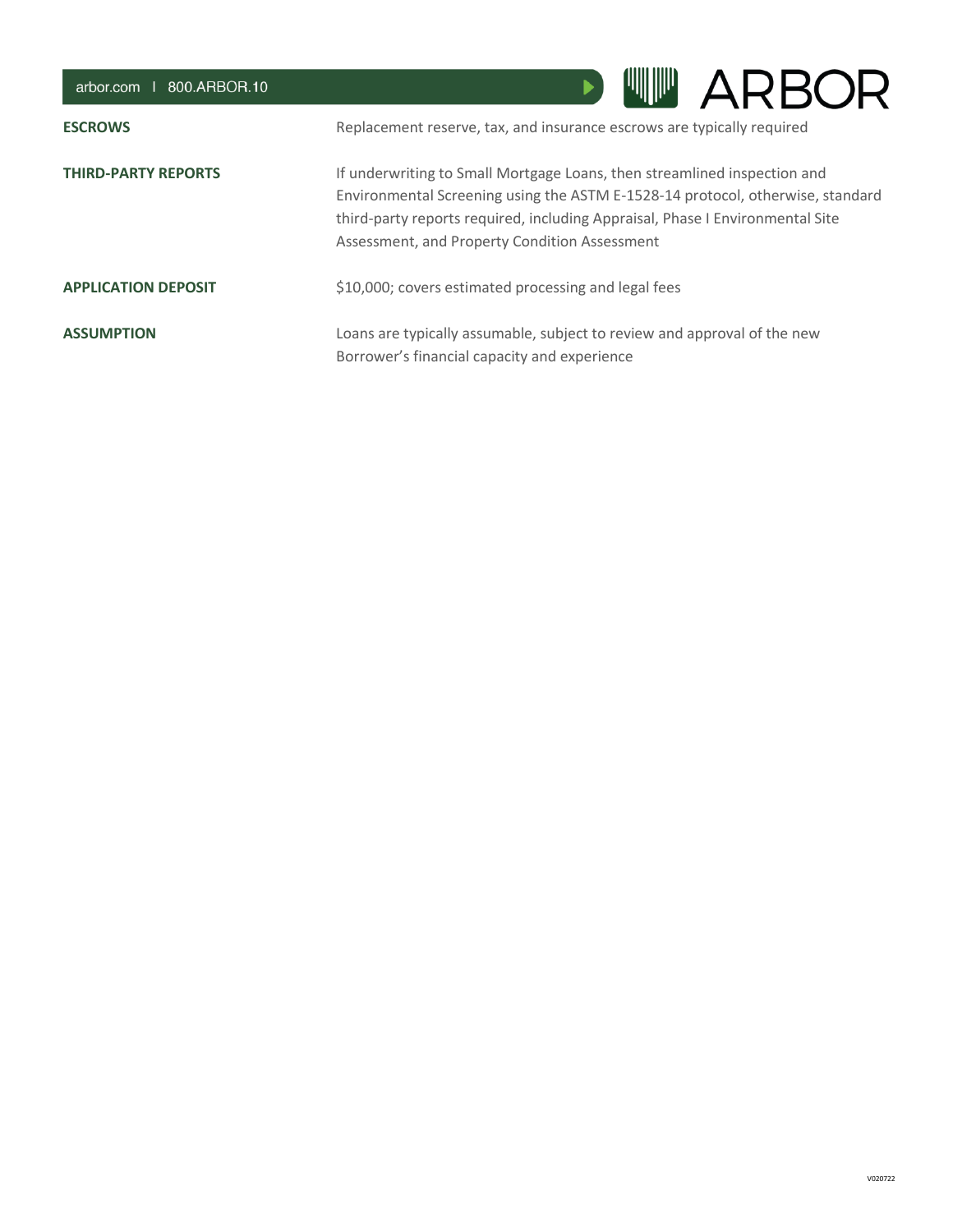| | |
|---|---|
| **ESCROWS** | Replacement reserve, tax, and insurance escrows are typically required |
| **THIRD-PARTY REPORTS** | If underwriting to Small Mortgage Loans, then streamlined inspection and Environmental Screening using the ASTM E-1528-14 protocol, otherwise, standard third-party reports required, including Appraisal, Phase I Environmental Site Assessment, and Property Condition Assessment |
| **APPLICATION DEPOSIT** | $10,000; covers estimated processing and legal fees |
| **ASSUMPTION** | Loans are typically assumable, subject to review and approval of the new Borrower's financial capacity and experience |

V020722